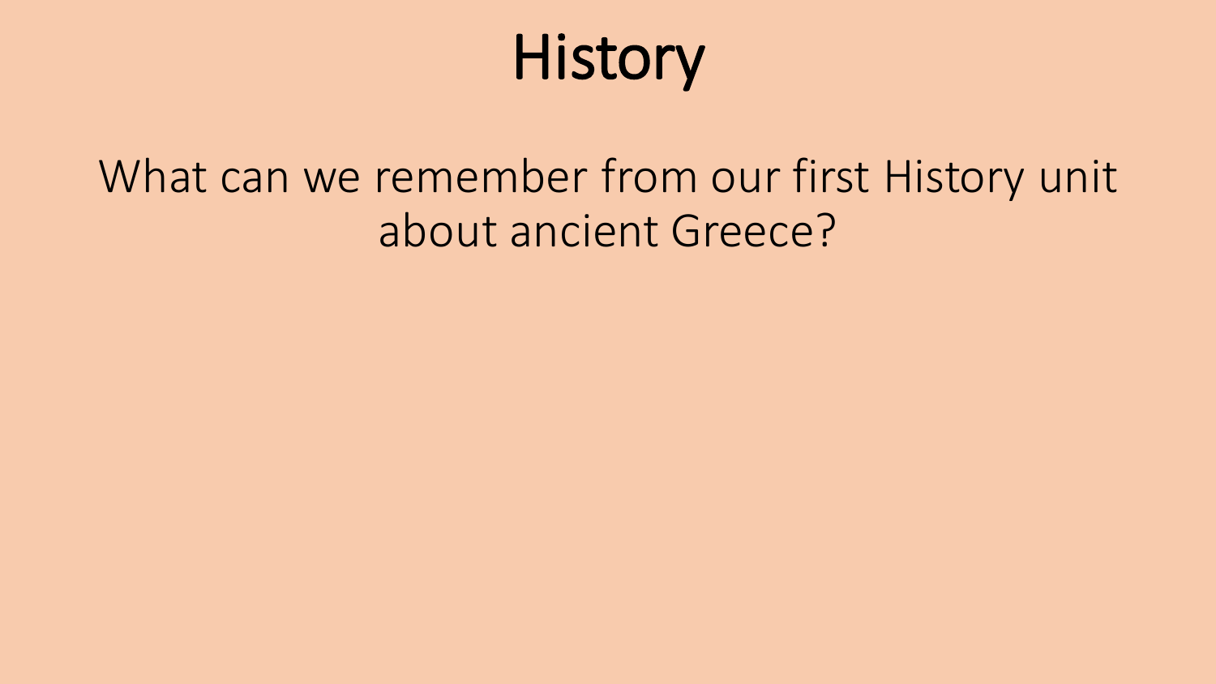# History

What can we remember from our first History unit about ancient Greece?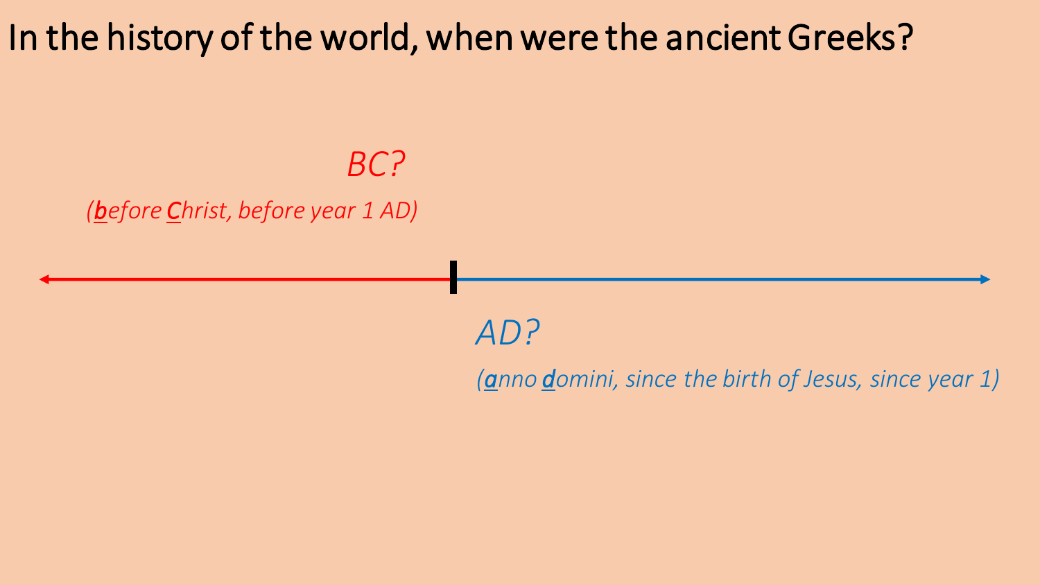# In the history of the world, when were the ancient Greeks?

*BC?*

*(**b**efore **C**hrist, before year 1 AD)*

*AD?*

*(**a**nno **d**omini, since the birth of Jesus, since year 1)*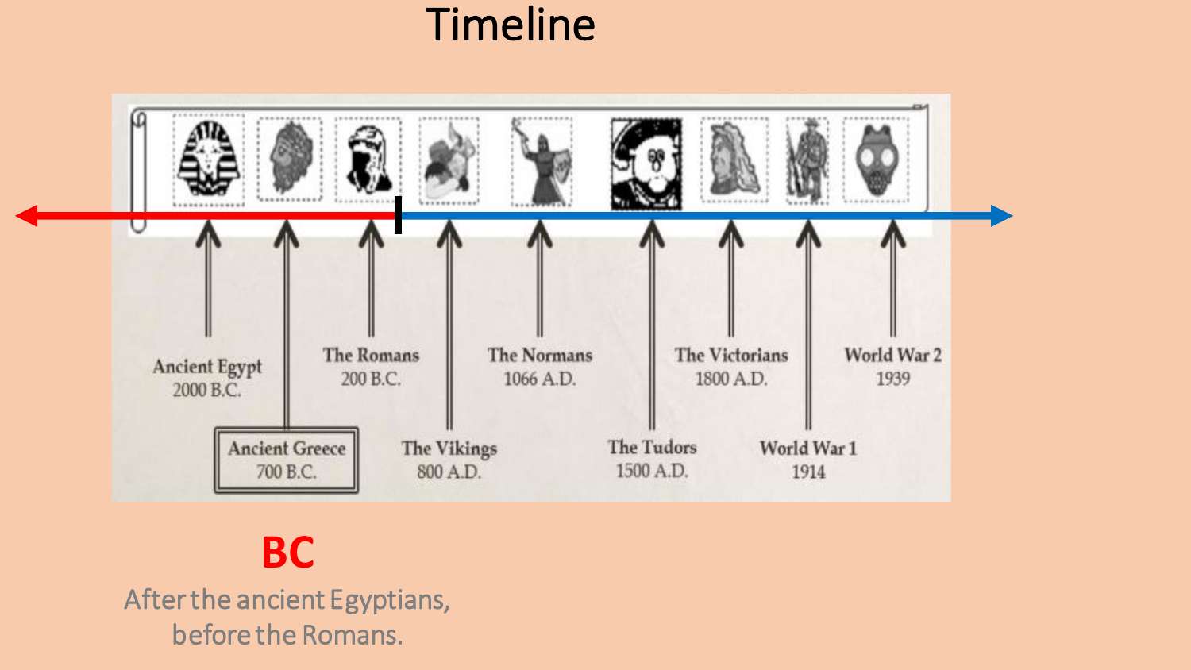# Timeline

Ancient Egypt
2000 B.C.

Ancient Greece
700 B.C.

The Romans
200 B.C.

The Vikings
800 A.D.

The Normans
1066 A.D.

The Tudors
1500 A.D.

The Victorians
1800 A.D.

World War 1
1914

World War 2
1939

**BC**

After the ancient Egyptians, before the Romans.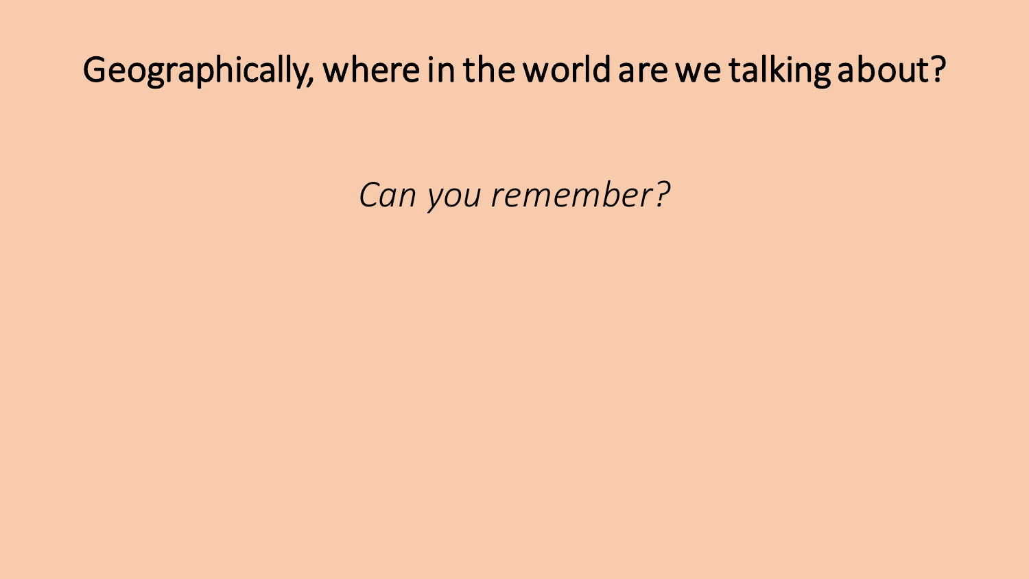# Geographically, where in the world are we talking about?

*Can you remember?*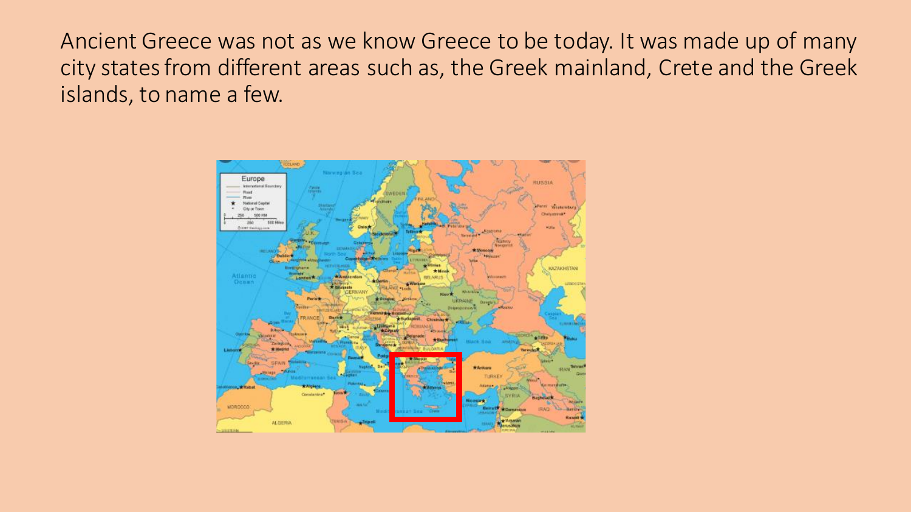Ancient Greece was not as we know Greece to be today. It was made up of many city states from different areas such as, the Greek mainland, Crete and the Greek islands, to name a few.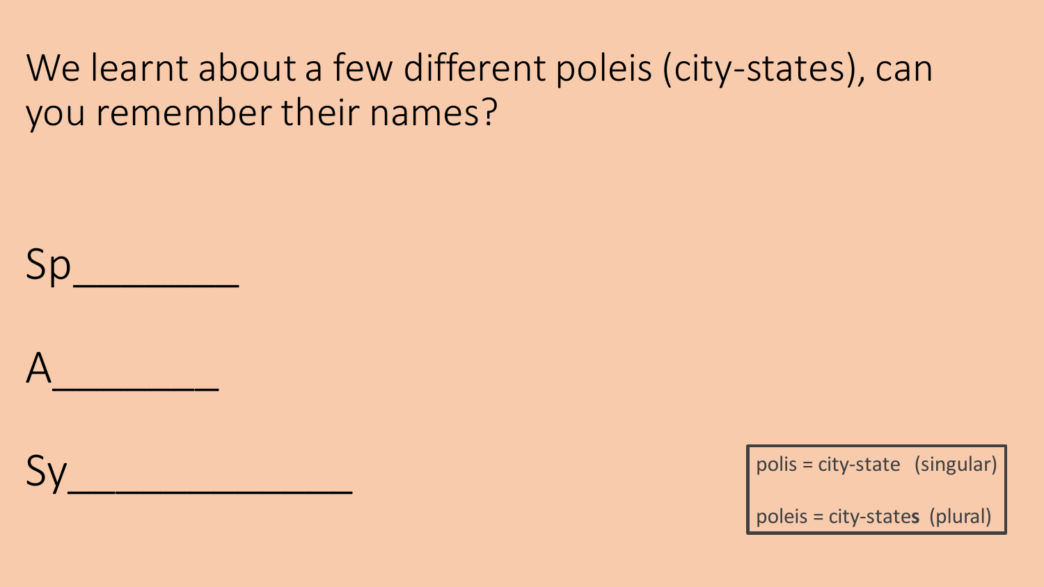We learnt about a few different poleis (city-states), can you remember their names?

Sp________

A________

Sy______________

polis = city-state (singular)

poleis = city-state**s** (plural)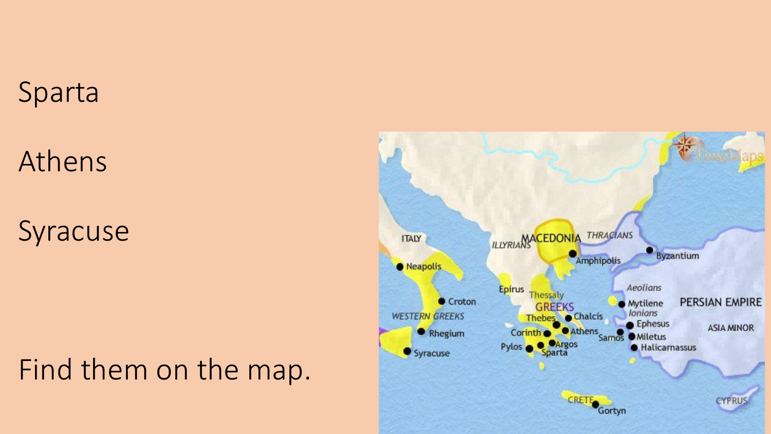Sparta

Athens

Syracuse

Find them on the map.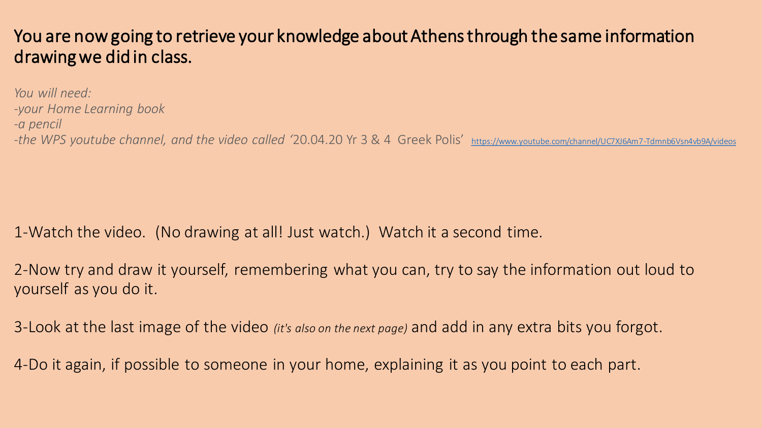## You are now going to retrieve your knowledge about Athens through the same information drawing we did in class.

*You will need:*
*-your Home Learning book*
*-a pencil*
*-the WPS youtube channel, and the video called '*20.04.20 Yr 3 & 4 Greek Polis' https://www.youtube.com/channel/UC7XJ6Am7-Tdmnb6Vsn4vb9A/videos

1-Watch the video. (No drawing at all! Just watch.) Watch it a second time.

2-Now try and draw it yourself, remembering what you can, try to say the information out loud to yourself as you do it.

3-Look at the last image of the video *(it's also on the next page)* and add in any extra bits you forgot.

4-Do it again, if possible to someone in your home, explaining it as you point to each part.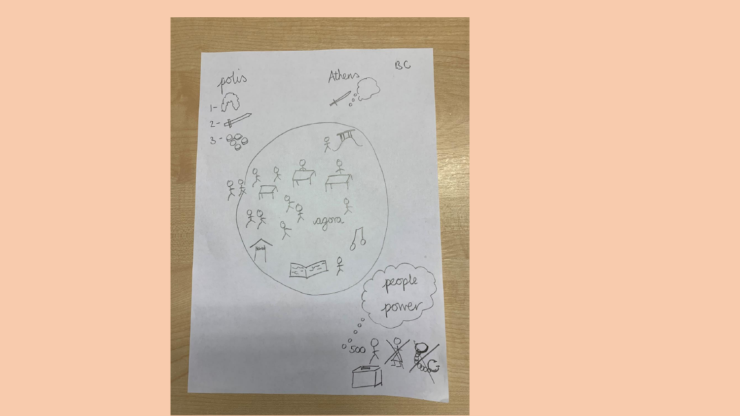polis

1 -

2 -

3 -

Athens

BC

agora

School

people power

500